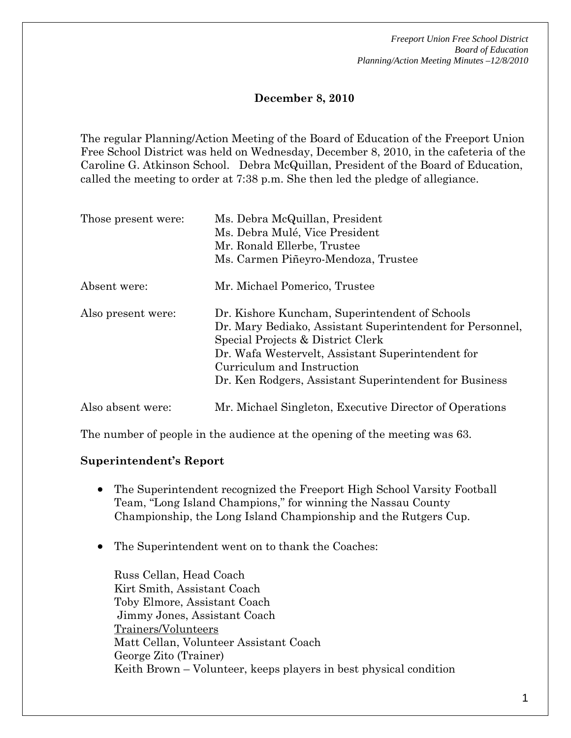**December 8, 2010**

The regular Planning/Action Meeting of the Board of Education of the Freeport Union Free School District was held on Wednesday, December 8, 2010, in the cafeteria of the Caroline G. Atkinson School. Debra McQuillan, President of the Board of Education, called the meeting to order at 7:38 p.m. She then led the pledge of allegiance.

| | |
|---|---|
| Those present were: | Ms. Debra McQuillan, President<br>Ms. Debra Mulé, Vice President<br>Mr. Ronald Ellerbe, Trustee<br>Ms. Carmen Piñeyro-Mendoza, Trustee |
| Absent were: | Mr. Michael Pomerico, Trustee |
| Also present were: | Dr. Kishore Kuncham, Superintendent of Schools<br>Dr. Mary Bediako, Assistant Superintendent for Personnel, Special Projects & District Clerk<br>Dr. Wafa Westervelt, Assistant Superintendent for Curriculum and Instruction<br>Dr. Ken Rodgers, Assistant Superintendent for Business |
| Also absent were: | Mr. Michael Singleton, Executive Director of Operations |

The number of people in the audience at the opening of the meeting was 63.

**Superintendent's Report**

- The Superintendent recognized the Freeport High School Varsity Football Team, "Long Island Champions," for winning the Nassau County Championship, the Long Island Championship and the Rutgers Cup.

- The Superintendent went on to thank the Coaches:

  Russ Cellan, Head Coach
  Kirt Smith, Assistant Coach
  Toby Elmore, Assistant Coach
  Jimmy Jones, Assistant Coach
  Trainers/Volunteers
  Matt Cellan, Volunteer Assistant Coach
  George Zito (Trainer)
  Keith Brown – Volunteer, keeps players in best physical condition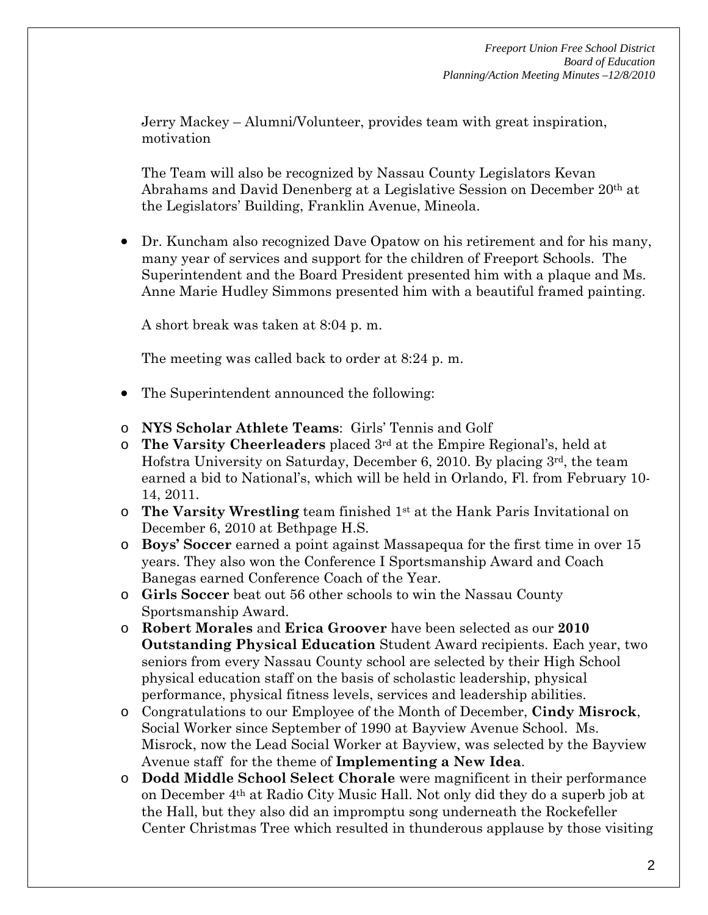Jerry Mackey – Alumni/Volunteer, provides team with great inspiration, motivation

The Team will also be recognized by Nassau County Legislators Kevan Abrahams and David Denenberg at a Legislative Session on December 20th at the Legislators' Building, Franklin Avenue, Mineola.

- Dr. Kuncham also recognized Dave Opatow on his retirement and for his many, many year of services and support for the children of Freeport Schools. The Superintendent and the Board President presented him with a plaque and Ms. Anne Marie Hudley Simmons presented him with a beautiful framed painting.

A short break was taken at 8:04 p. m.

The meeting was called back to order at 8:24 p. m.

- The Superintendent announced the following:

- **NYS Scholar Athlete Teams**: Girls' Tennis and Golf
- **The Varsity Cheerleaders** placed 3rd at the Empire Regional's, held at Hofstra University on Saturday, December 6, 2010. By placing 3rd, the team earned a bid to National's, which will be held in Orlando, Fl. from February 10-14, 2011.
- **The Varsity Wrestling** team finished 1st at the Hank Paris Invitational on December 6, 2010 at Bethpage H.S.
- **Boys' Soccer** earned a point against Massapequa for the first time in over 15 years. They also won the Conference I Sportsmanship Award and Coach Banegas earned Conference Coach of the Year.
- **Girls Soccer** beat out 56 other schools to win the Nassau County Sportsmanship Award.
- **Robert Morales** and **Erica Groover** have been selected as our **2010 Outstanding Physical Education** Student Award recipients. Each year, two seniors from every Nassau County school are selected by their High School physical education staff on the basis of scholastic leadership, physical performance, physical fitness levels, services and leadership abilities.
- Congratulations to our Employee of the Month of December, **Cindy Misrock**, Social Worker since September of 1990 at Bayview Avenue School. Ms. Misrock, now the Lead Social Worker at Bayview, was selected by the Bayview Avenue staff for the theme of **Implementing a New Idea**.
- **Dodd Middle School Select Chorale** were magnificent in their performance on December 4th at Radio City Music Hall. Not only did they do a superb job at the Hall, but they also did an impromptu song underneath the Rockefeller Center Christmas Tree which resulted in thunderous applause by those visiting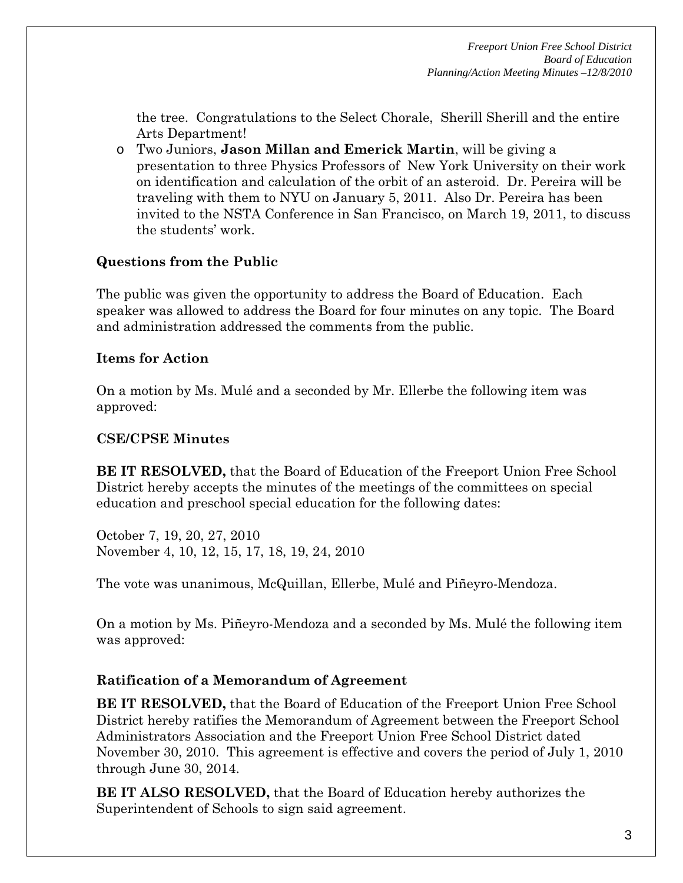the tree. Congratulations to the Select Chorale, Sherill Sherill and the entire Arts Department!

- Two Juniors, **Jason Millan and Emerick Martin**, will be giving a presentation to three Physics Professors of New York University on their work on identification and calculation of the orbit of an asteroid. Dr. Pereira will be traveling with them to NYU on January 5, 2011. Also Dr. Pereira has been invited to the NSTA Conference in San Francisco, on March 19, 2011, to discuss the students' work.

**Questions from the Public**

The public was given the opportunity to address the Board of Education. Each speaker was allowed to address the Board for four minutes on any topic. The Board and administration addressed the comments from the public.

**Items for Action**

On a motion by Ms. Mulé and a seconded by Mr. Ellerbe the following item was approved:

**CSE/CPSE Minutes**

**BE IT RESOLVED,** that the Board of Education of the Freeport Union Free School District hereby accepts the minutes of the meetings of the committees on special education and preschool special education for the following dates:

October 7, 19, 20, 27, 2010
November 4, 10, 12, 15, 17, 18, 19, 24, 2010

The vote was unanimous, McQuillan, Ellerbe, Mulé and Piñeyro-Mendoza.

On a motion by Ms. Piñeyro-Mendoza and a seconded by Ms. Mulé the following item was approved:

**Ratification of a Memorandum of Agreement**

**BE IT RESOLVED,** that the Board of Education of the Freeport Union Free School District hereby ratifies the Memorandum of Agreement between the Freeport School Administrators Association and the Freeport Union Free School District dated November 30, 2010. This agreement is effective and covers the period of July 1, 2010 through June 30, 2014.

**BE IT ALSO RESOLVED,** that the Board of Education hereby authorizes the Superintendent of Schools to sign said agreement.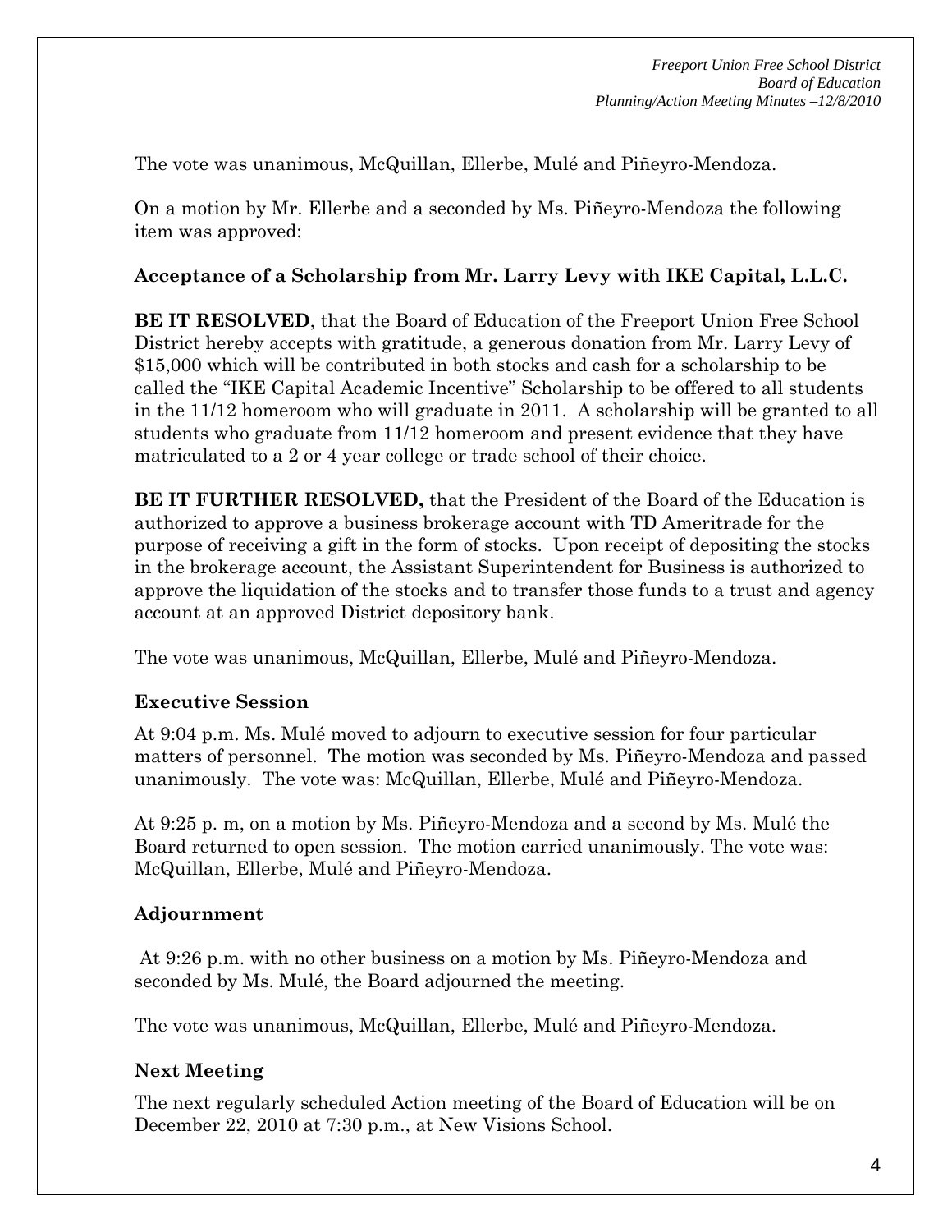The vote was unanimous, McQuillan, Ellerbe, Mulé and Piñeyro-Mendoza.

On a motion by Mr. Ellerbe and a seconded by Ms. Piñeyro-Mendoza the following item was approved:

**Acceptance of a Scholarship from Mr. Larry Levy with IKE Capital, L.L.C.**

**BE IT RESOLVED**, that the Board of Education of the Freeport Union Free School District hereby accepts with gratitude, a generous donation from Mr. Larry Levy of $15,000 which will be contributed in both stocks and cash for a scholarship to be called the "IKE Capital Academic Incentive" Scholarship to be offered to all students in the 11/12 homeroom who will graduate in 2011. A scholarship will be granted to all students who graduate from 11/12 homeroom and present evidence that they have matriculated to a 2 or 4 year college or trade school of their choice.

**BE IT FURTHER RESOLVED,** that the President of the Board of the Education is authorized to approve a business brokerage account with TD Ameritrade for the purpose of receiving a gift in the form of stocks. Upon receipt of depositing the stocks in the brokerage account, the Assistant Superintendent for Business is authorized to approve the liquidation of the stocks and to transfer those funds to a trust and agency account at an approved District depository bank.

The vote was unanimous, McQuillan, Ellerbe, Mulé and Piñeyro-Mendoza.

### Executive Session

At 9:04 p.m. Ms. Mulé moved to adjourn to executive session for four particular matters of personnel. The motion was seconded by Ms. Piñeyro-Mendoza and passed unanimously. The vote was: McQuillan, Ellerbe, Mulé and Piñeyro-Mendoza.

At 9:25 p. m, on a motion by Ms. Piñeyro-Mendoza and a second by Ms. Mulé the Board returned to open session. The motion carried unanimously. The vote was: McQuillan, Ellerbe, Mulé and Piñeyro-Mendoza.

### Adjournment

At 9:26 p.m. with no other business on a motion by Ms. Piñeyro-Mendoza and seconded by Ms. Mulé, the Board adjourned the meeting.

The vote was unanimous, McQuillan, Ellerbe, Mulé and Piñeyro-Mendoza.

### Next Meeting

The next regularly scheduled Action meeting of the Board of Education will be on December 22, 2010 at 7:30 p.m., at New Visions School.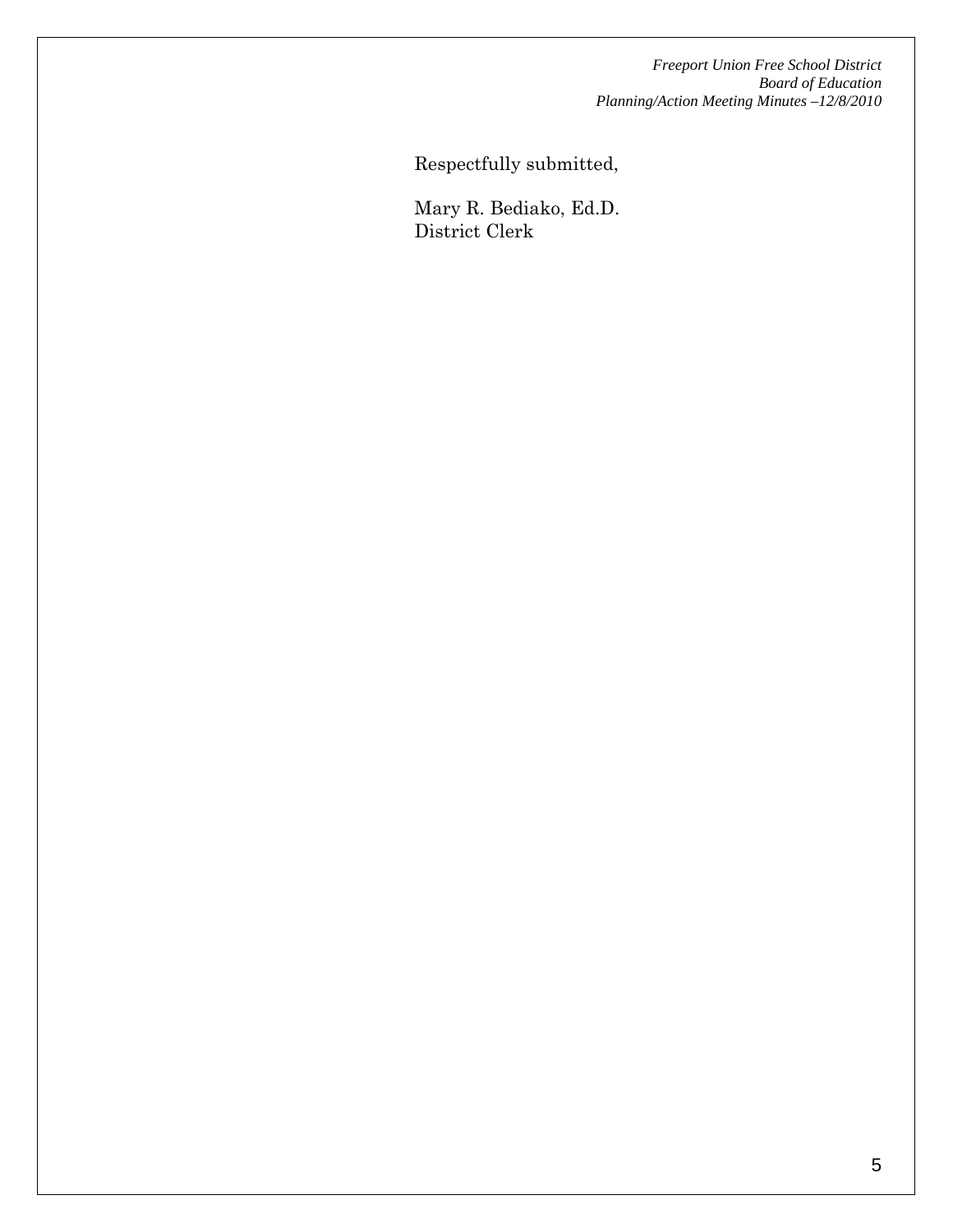Respectfully submitted,

Mary R. Bediako, Ed.D.
District Clerk